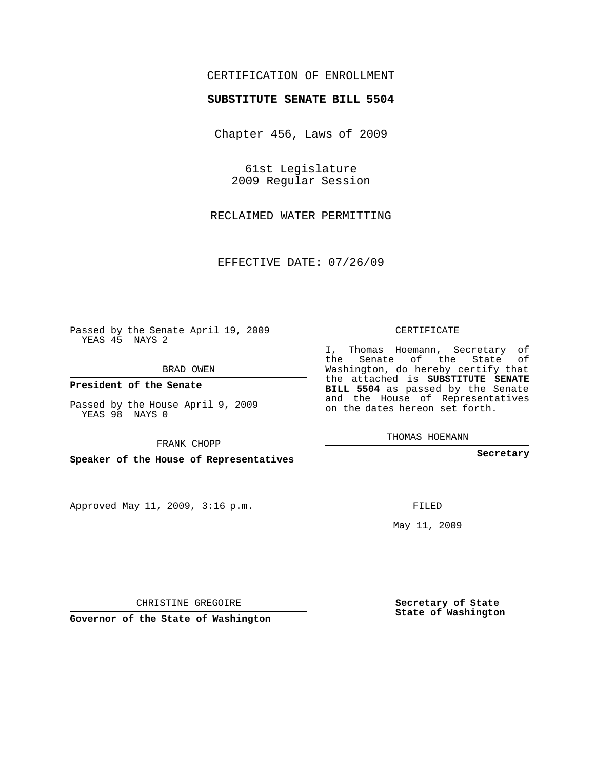CERTIFICATION OF ENROLLMENT

**SUBSTITUTE SENATE BILL 5504**

Chapter 456, Laws of 2009

61st Legislature
2009 Regular Session

RECLAIMED WATER PERMITTING

EFFECTIVE DATE: 07/26/09

Passed by the Senate April 19, 2009
YEAS 45 NAYS 2

BRAD OWEN

**President of the Senate**

Passed by the House April 9, 2009
YEAS 98 NAYS 0

FRANK CHOPP

**Speaker of the House of Representatives**

Approved May 11, 2009, 3:16 p.m.

CHRISTINE GREGOIRE

**Governor of the State of Washington**

CERTIFICATE

I, Thomas Hoemann, Secretary of the Senate of the State of Washington, do hereby certify that the attached is **SUBSTITUTE SENATE BILL 5504** as passed by the Senate and the House of Representatives on the dates hereon set forth.

THOMAS HOEMANN

**Secretary**

FILED

May 11, 2009

**Secretary of State**
**State of Washington**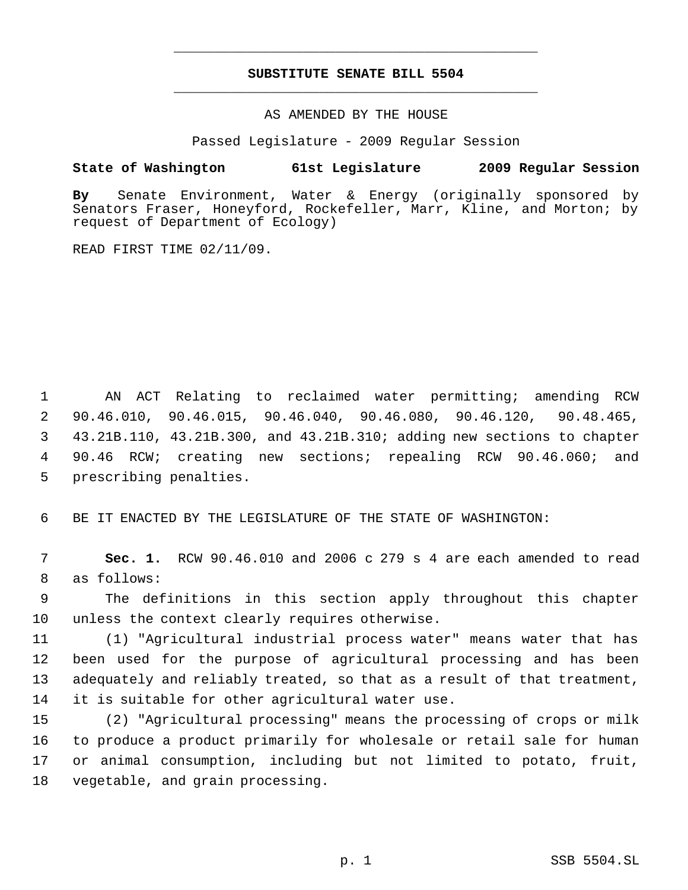# SUBSTITUTE SENATE BILL 5504

AS AMENDED BY THE HOUSE

Passed Legislature - 2009 Regular Session

**State of Washington 61st Legislature 2009 Regular Session**

**By** Senate Environment, Water & Energy (originally sponsored by Senators Fraser, Honeyford, Rockefeller, Marr, Kline, and Morton; by request of Department of Ecology)

READ FIRST TIME 02/11/09.

AN ACT Relating to reclaimed water permitting; amending RCW 90.46.010, 90.46.015, 90.46.040, 90.46.080, 90.46.120, 90.48.465, 43.21B.110, 43.21B.300, and 43.21B.310; adding new sections to chapter 90.46 RCW; creating new sections; repealing RCW 90.46.060; and prescribing penalties.

BE IT ENACTED BY THE LEGISLATURE OF THE STATE OF WASHINGTON:

**Sec. 1.** RCW 90.46.010 and 2006 c 279 s 4 are each amended to read as follows:

The definitions in this section apply throughout this chapter unless the context clearly requires otherwise.

(1) "Agricultural industrial process water" means water that has been used for the purpose of agricultural processing and has been adequately and reliably treated, so that as a result of that treatment, it is suitable for other agricultural water use.

(2) "Agricultural processing" means the processing of crops or milk to produce a product primarily for wholesale or retail sale for human or animal consumption, including but not limited to potato, fruit, vegetable, and grain processing.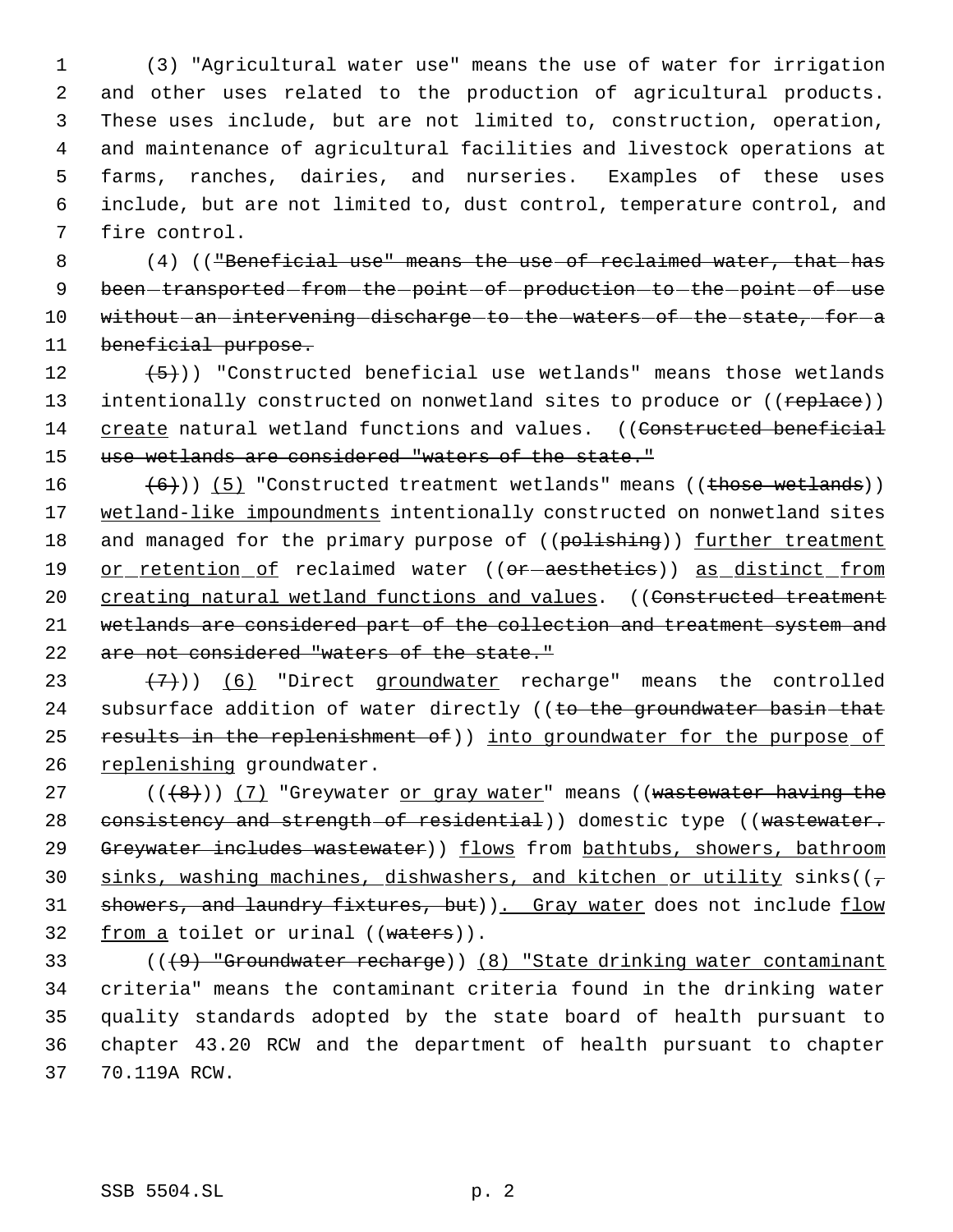(3) "Agricultural water use" means the use of water for irrigation and other uses related to the production of agricultural products. These uses include, but are not limited to, construction, operation, and maintenance of agricultural facilities and livestock operations at farms, ranches, dairies, and nurseries. Examples of these uses include, but are not limited to, dust control, temperature control, and fire control.

(4) ((~~"Beneficial use" means the use of reclaimed water, that has been transported from the point of production to the point of use without an intervening discharge to the waters of the state, for a beneficial purpose.~~

~~(5)~~)) "Constructed beneficial use wetlands" means those wetlands intentionally constructed on nonwetland sites to produce or ((~~replace~~)) create natural wetland functions and values. ((~~Constructed beneficial use wetlands are considered "waters of the state."~~

~~(6)~~)) (5) "Constructed treatment wetlands" means ((~~those wetlands~~)) wetland-like impoundments intentionally constructed on nonwetland sites and managed for the primary purpose of ((~~polishing~~)) further treatment or retention of reclaimed water ((~~or aesthetics~~)) as distinct from creating natural wetland functions and values. ((~~Constructed treatment wetlands are considered part of the collection and treatment system and are not considered "waters of the state."~~

~~(7)~~)) (6) "Direct groundwater recharge" means the controlled subsurface addition of water directly ((~~to the groundwater basin that results in the replenishment of~~)) into groundwater for the purpose of replenishing groundwater.

((~~(8)~~)) (7) "Greywater or gray water" means ((~~wastewater having the consistency and strength of residential~~)) domestic type ((~~wastewater. Greywater includes wastewater~~)) flows from bathtubs, showers, bathroom sinks, washing machines, dishwashers, and kitchen or utility sinks((~~, showers, and laundry fixtures, but~~)). Gray water does not include flow from a toilet or urinal ((~~waters~~)).

((~~(9) "Groundwater recharge~~)) (8) "State drinking water contaminant criteria" means the contaminant criteria found in the drinking water quality standards adopted by the state board of health pursuant to chapter 43.20 RCW and the department of health pursuant to chapter 70.119A RCW.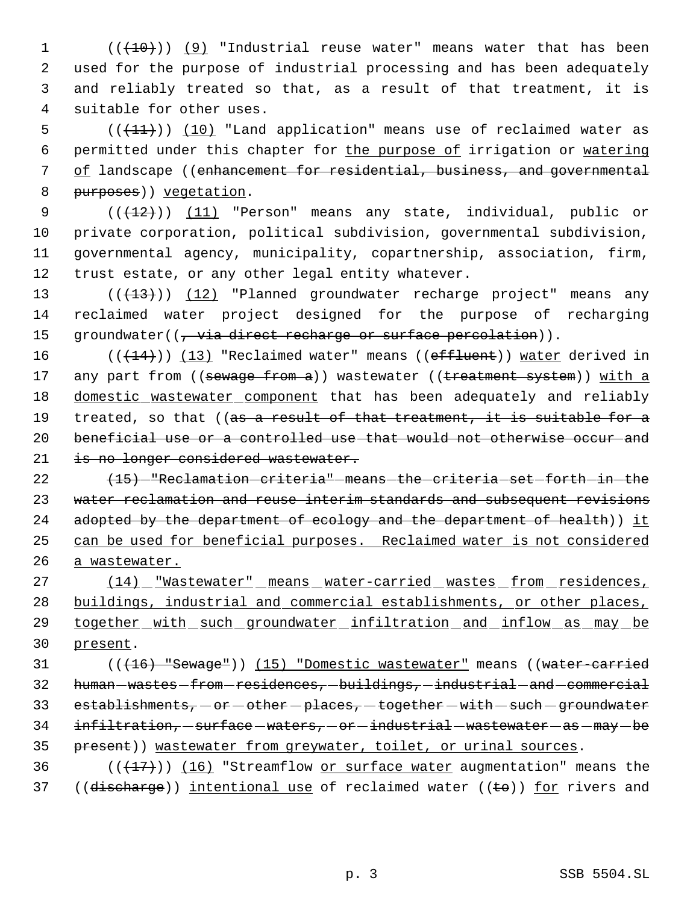(((10))) (9) "Industrial reuse water" means water that has been used for the purpose of industrial processing and has been adequately and reliably treated so that, as a result of that treatment, it is suitable for other uses.

(((11))) (10) "Land application" means use of reclaimed water as permitted under this chapter for the purpose of irrigation or watering of landscape ((enhancement for residential, business, and governmental purposes)) vegetation.

(((12))) (11) "Person" means any state, individual, public or private corporation, political subdivision, governmental subdivision, governmental agency, municipality, copartnership, association, firm, trust estate, or any other legal entity whatever.

(((13))) (12) "Planned groundwater recharge project" means any reclaimed water project designed for the purpose of recharging groundwater((, via direct recharge or surface percolation)).

(((14))) (13) "Reclaimed water" means ((effluent)) water derived in any part from ((sewage from a)) wastewater ((treatment system)) with a domestic wastewater component that has been adequately and reliably treated, so that ((as a result of that treatment, it is suitable for a beneficial use or a controlled use that would not otherwise occur and is no longer considered wastewater.

(15) "Reclamation criteria" means the criteria set forth in the water reclamation and reuse interim standards and subsequent revisions adopted by the department of ecology and the department of health)) it can be used for beneficial purposes. Reclaimed water is not considered a wastewater.

(14) "Wastewater" means water-carried wastes from residences, buildings, industrial and commercial establishments, or other places, together with such groundwater infiltration and inflow as may be present.

(((16) "Sewage")) (15) "Domestic wastewater" means ((water-carried human wastes from residences, buildings, industrial and commercial establishments, or other places, together with such groundwater infiltration, surface waters, or industrial wastewater as may be present)) wastewater from greywater, toilet, or urinal sources.

(((17))) (16) "Streamflow or surface water augmentation" means the ((discharge)) intentional use of reclaimed water ((to)) for rivers and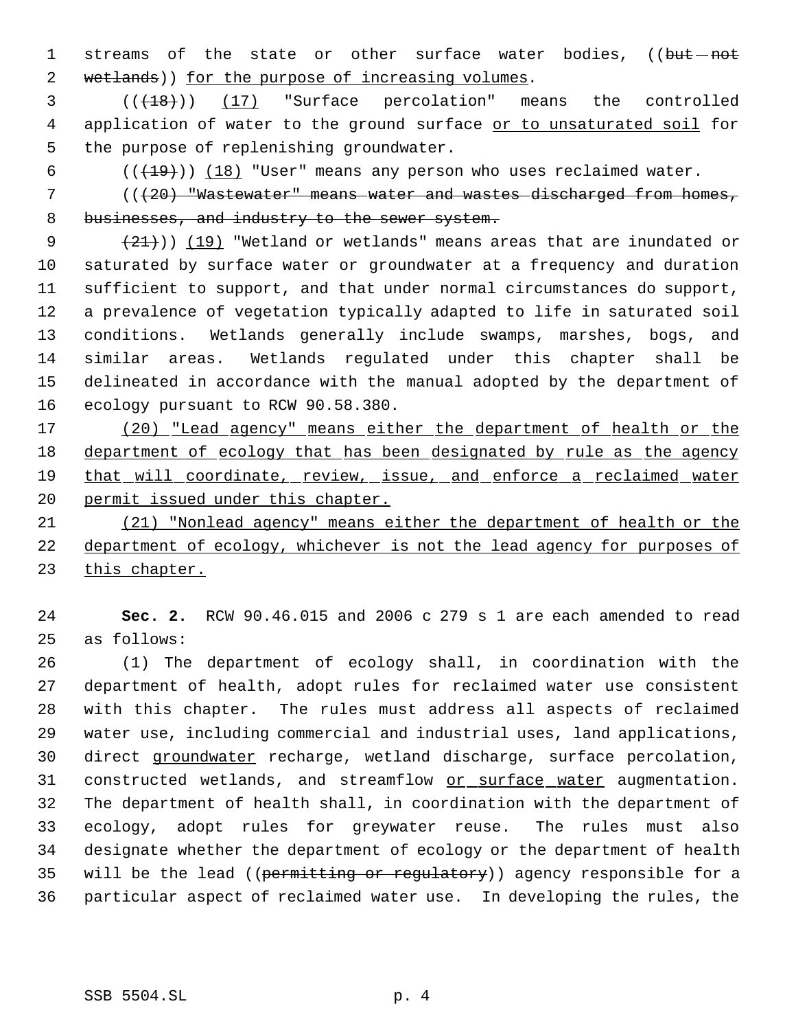streams of the state or other surface water bodies, ((~~but not wetlands~~)) <u>for the purpose of increasing volumes</u>.

((~~(18)~~)) <u>(17)</u> "Surface percolation" means the controlled application of water to the ground surface <u>or to unsaturated soil</u> for the purpose of replenishing groundwater.

((~~(19)~~)) <u>(18)</u> "User" means any person who uses reclaimed water.

((~~(20) "Wastewater" means water and wastes discharged from homes, businesses, and industry to the sewer system.~~

~~(21)~~)) <u>(19)</u> "Wetland or wetlands" means areas that are inundated or saturated by surface water or groundwater at a frequency and duration sufficient to support, and that under normal circumstances do support, a prevalence of vegetation typically adapted to life in saturated soil conditions. Wetlands generally include swamps, marshes, bogs, and similar areas. Wetlands regulated under this chapter shall be delineated in accordance with the manual adopted by the department of ecology pursuant to RCW 90.58.380.

<u>(20) "Lead agency" means either the department of health or the department of ecology that has been designated by rule as the agency that will coordinate, review, issue, and enforce a reclaimed water permit issued under this chapter.</u>

<u>(21) "Nonlead agency" means either the department of health or the department of ecology, whichever is not the lead agency for purposes of this chapter.</u>

**Sec. 2.** RCW 90.46.015 and 2006 c 279 s 1 are each amended to read as follows:

(1) The department of ecology shall, in coordination with the department of health, adopt rules for reclaimed water use consistent with this chapter. The rules must address all aspects of reclaimed water use, including commercial and industrial uses, land applications, direct <u>groundwater</u> recharge, wetland discharge, surface percolation, constructed wetlands, and streamflow <u>or surface water</u> augmentation. The department of health shall, in coordination with the department of ecology, adopt rules for greywater reuse. The rules must also designate whether the department of ecology or the department of health will be the lead ((~~permitting or regulatory~~)) agency responsible for a particular aspect of reclaimed water use. In developing the rules, the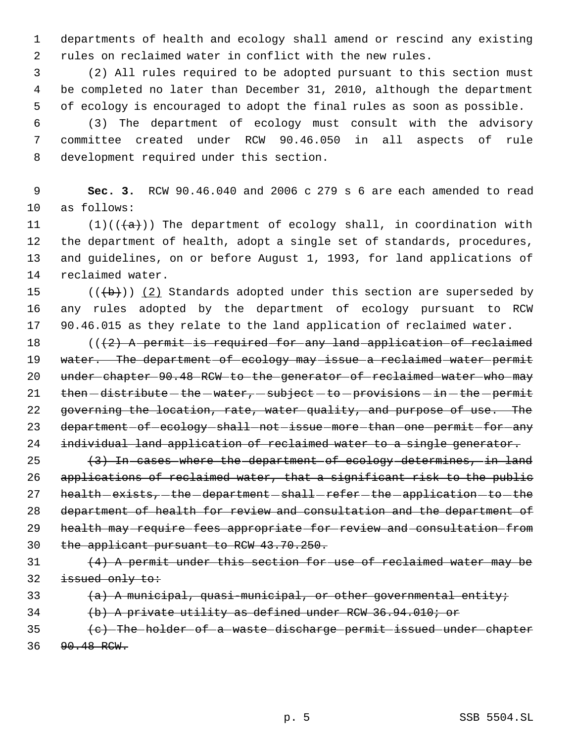departments of health and ecology shall amend or rescind any existing rules on reclaimed water in conflict with the new rules.

(2) All rules required to be adopted pursuant to this section must be completed no later than December 31, 2010, although the department of ecology is encouraged to adopt the final rules as soon as possible.

(3) The department of ecology must consult with the advisory committee created under RCW 90.46.050 in all aspects of rule development required under this section.

**Sec. 3.** RCW 90.46.040 and 2006 c 279 s 6 are each amended to read as follows:

(1)((~~(a)~~)) The department of ecology shall, in coordination with the department of health, adopt a single set of standards, procedures, and guidelines, on or before August 1, 1993, for land applications of reclaimed water.

((~~(b)~~)) <u>(2)</u> Standards adopted under this section are superseded by any rules adopted by the department of ecology pursuant to RCW 90.46.015 as they relate to the land application of reclaimed water.

((~~(2) A permit is required for any land application of reclaimed water. The department of ecology may issue a reclaimed water permit under chapter 90.48 RCW to the generator of reclaimed water who may then distribute the water, subject to provisions in the permit governing the location, rate, water quality, and purpose of use. The department of ecology shall not issue more than one permit for any individual land application of reclaimed water to a single generator.~~

~~(3) In cases where the department of ecology determines, in land applications of reclaimed water, that a significant risk to the public health exists, the department shall refer the application to the department of health for review and consultation and the department of health may require fees appropriate for review and consultation from the applicant pursuant to RCW 43.70.250.~~

~~(4) A permit under this section for use of reclaimed water may be issued only to:~~

~~(a) A municipal, quasi-municipal, or other governmental entity;~~

~~(b) A private utility as defined under RCW 36.94.010; or~~

~~(c) The holder of a waste discharge permit issued under chapter 90.48 RCW.~~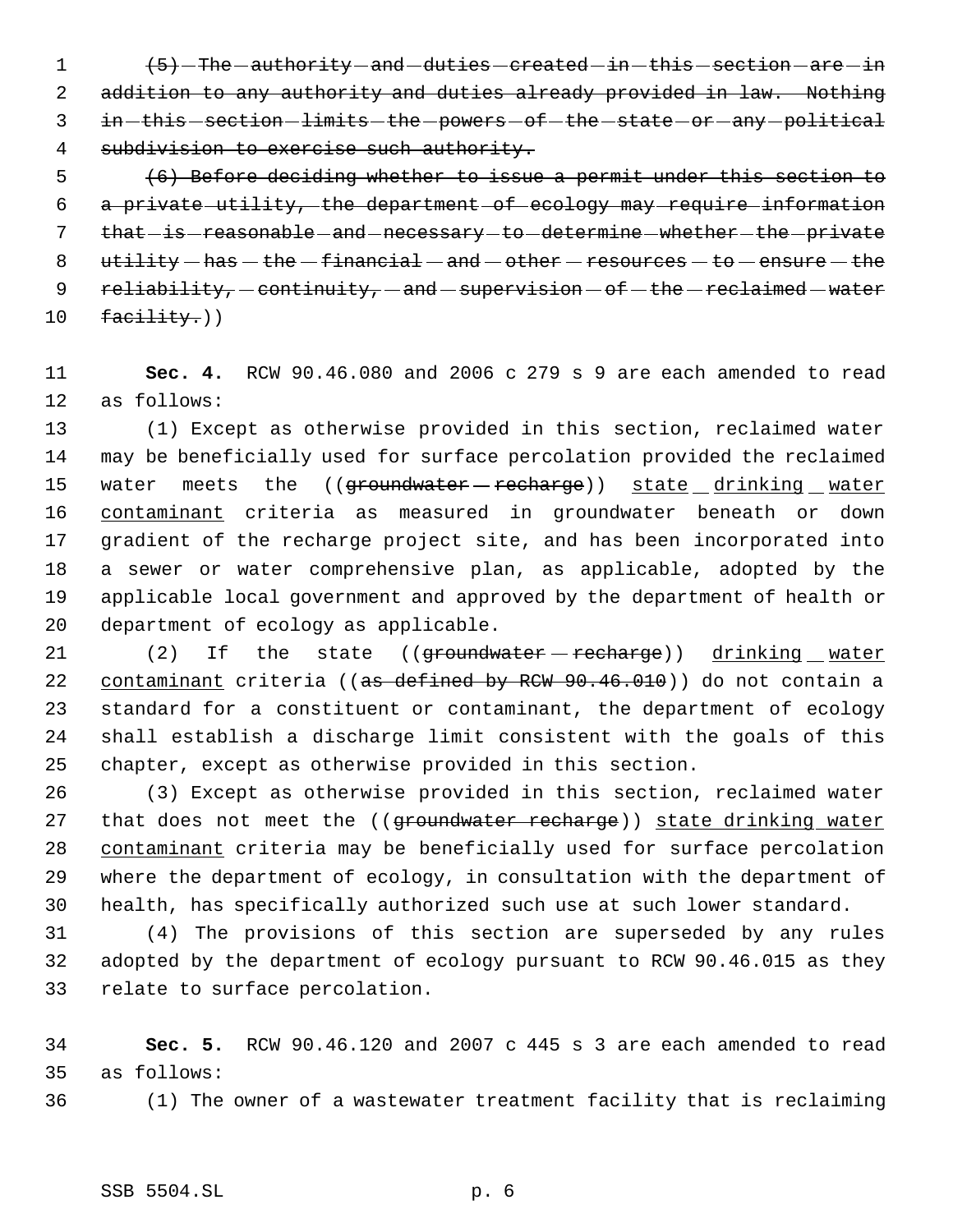~~(5) The authority and duties created in this section are in addition to any authority and duties already provided in law. Nothing in this section limits the powers of the state or any political subdivision to exercise such authority.~~

~~(6) Before deciding whether to issue a permit under this section to a private utility, the department of ecology may require information that is reasonable and necessary to determine whether the private utility has the financial and other resources to ensure the reliability, continuity, and supervision of the reclaimed water facility.~~))

**Sec. 4.** RCW 90.46.080 and 2006 c 279 s 9 are each amended to read as follows:

(1) Except as otherwise provided in this section, reclaimed water may be beneficially used for surface percolation provided the reclaimed water meets the ((~~groundwater recharge~~)) <u>state drinking water contaminant</u> criteria as measured in groundwater beneath or down gradient of the recharge project site, and has been incorporated into a sewer or water comprehensive plan, as applicable, adopted by the applicable local government and approved by the department of health or department of ecology as applicable.

(2) If the state ((~~groundwater recharge~~)) <u>drinking water contaminant</u> criteria ((~~as defined by RCW 90.46.010~~)) do not contain a standard for a constituent or contaminant, the department of ecology shall establish a discharge limit consistent with the goals of this chapter, except as otherwise provided in this section.

(3) Except as otherwise provided in this section, reclaimed water that does not meet the ((~~groundwater recharge~~)) <u>state drinking water contaminant</u> criteria may be beneficially used for surface percolation where the department of ecology, in consultation with the department of health, has specifically authorized such use at such lower standard.

(4) The provisions of this section are superseded by any rules adopted by the department of ecology pursuant to RCW 90.46.015 as they relate to surface percolation.

**Sec. 5.** RCW 90.46.120 and 2007 c 445 s 3 are each amended to read as follows:

(1) The owner of a wastewater treatment facility that is reclaiming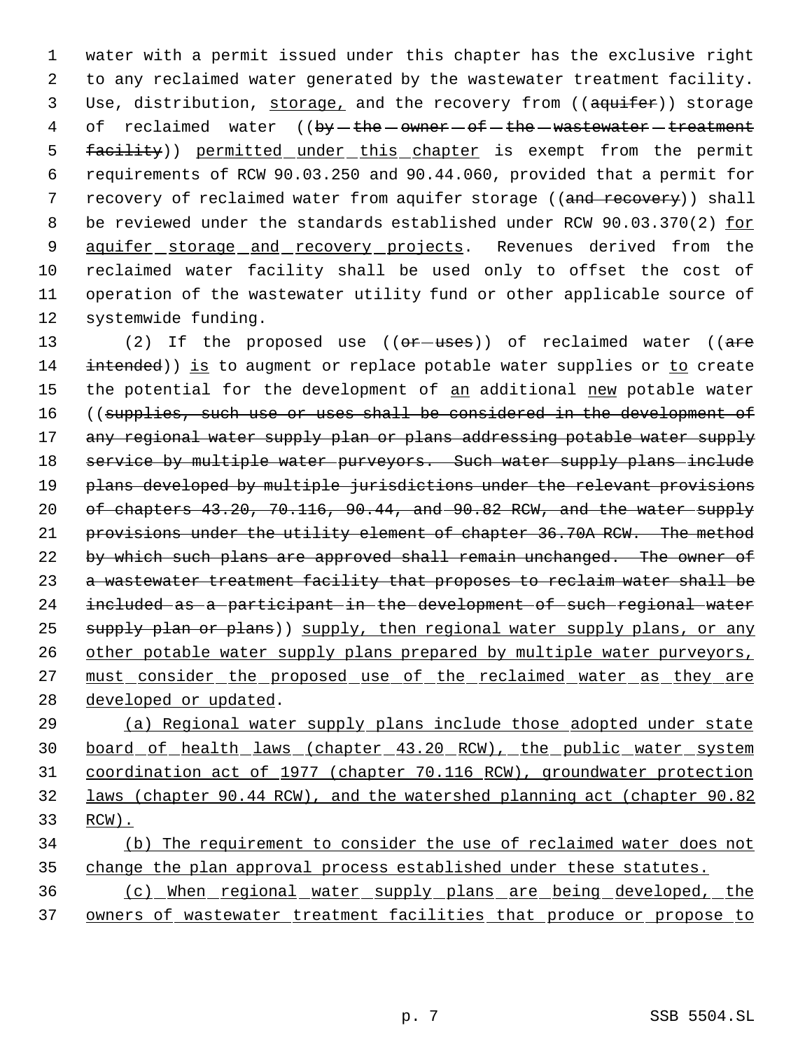water with a permit issued under this chapter has the exclusive right to any reclaimed water generated by the wastewater treatment facility. Use, distribution, storage, and the recovery from ((~~aquifer~~)) storage of reclaimed water ((~~by the owner of the wastewater treatment facility~~)) permitted under this chapter is exempt from the permit requirements of RCW 90.03.250 and 90.44.060, provided that a permit for recovery of reclaimed water from aquifer storage ((~~and recovery~~)) shall be reviewed under the standards established under RCW 90.03.370(2) for aquifer storage and recovery projects. Revenues derived from the reclaimed water facility shall be used only to offset the cost of operation of the wastewater utility fund or other applicable source of systemwide funding.

(2) If the proposed use ((~~or uses~~)) of reclaimed water ((~~are intended~~)) is to augment or replace potable water supplies or to create the potential for the development of an additional new potable water ((~~supplies, such use or uses shall be considered in the development of any regional water supply plan or plans addressing potable water supply service by multiple water purveyors. Such water supply plans include plans developed by multiple jurisdictions under the relevant provisions of chapters 43.20, 70.116, 90.44, and 90.82 RCW, and the water supply provisions under the utility element of chapter 36.70A RCW. The method by which such plans are approved shall remain unchanged. The owner of a wastewater treatment facility that proposes to reclaim water shall be included as a participant in the development of such regional water supply plan or plans~~)) supply, then regional water supply plans, or any other potable water supply plans prepared by multiple water purveyors, must consider the proposed use of the reclaimed water as they are developed or updated.

(a) Regional water supply plans include those adopted under state board of health laws (chapter 43.20 RCW), the public water system coordination act of 1977 (chapter 70.116 RCW), groundwater protection laws (chapter 90.44 RCW), and the watershed planning act (chapter 90.82 RCW).

(b) The requirement to consider the use of reclaimed water does not change the plan approval process established under these statutes.

(c) When regional water supply plans are being developed, the owners of wastewater treatment facilities that produce or propose to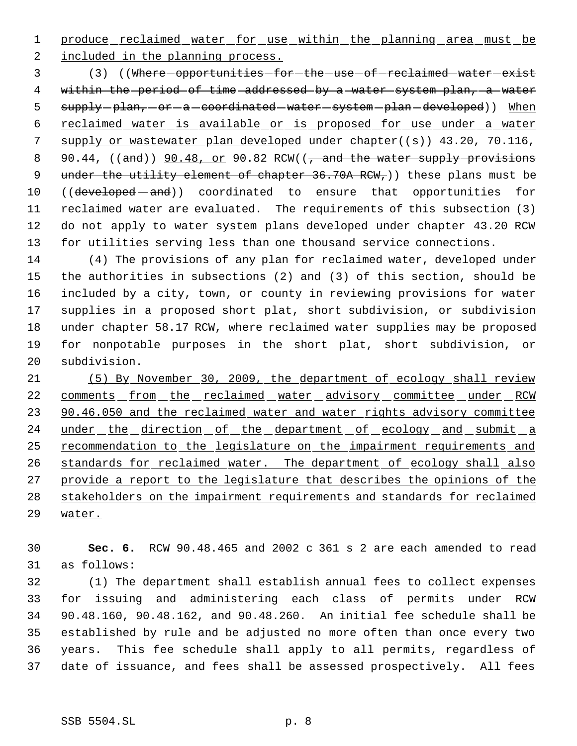produce reclaimed water for use within the planning area must be included in the planning process.

(3) ((Where opportunities for the use of reclaimed water exist within the period of time addressed by a water system plan, a water supply plan, or a coordinated water system plan developed)) When reclaimed water is available or is proposed for use under a water supply or wastewater plan developed under chapter((s)) 43.20, 70.116, 90.44, ((and)) 90.48, or 90.82 RCW((, and the water supply provisions under the utility element of chapter 36.70A RCW,)) these plans must be ((developed and)) coordinated to ensure that opportunities for reclaimed water are evaluated. The requirements of this subsection (3) do not apply to water system plans developed under chapter 43.20 RCW for utilities serving less than one thousand service connections.

(4) The provisions of any plan for reclaimed water, developed under the authorities in subsections (2) and (3) of this section, should be included by a city, town, or county in reviewing provisions for water supplies in a proposed short plat, short subdivision, or subdivision under chapter 58.17 RCW, where reclaimed water supplies may be proposed for nonpotable purposes in the short plat, short subdivision, or subdivision.

(5) By November 30, 2009, the department of ecology shall review comments from the reclaimed water advisory committee under RCW 90.46.050 and the reclaimed water and water rights advisory committee under the direction of the department of ecology and submit a recommendation to the legislature on the impairment requirements and standards for reclaimed water. The department of ecology shall also provide a report to the legislature that describes the opinions of the stakeholders on the impairment requirements and standards for reclaimed water.

**Sec. 6.** RCW 90.48.465 and 2002 c 361 s 2 are each amended to read as follows:

(1) The department shall establish annual fees to collect expenses for issuing and administering each class of permits under RCW 90.48.160, 90.48.162, and 90.48.260. An initial fee schedule shall be established by rule and be adjusted no more often than once every two years. This fee schedule shall apply to all permits, regardless of date of issuance, and fees shall be assessed prospectively. All fees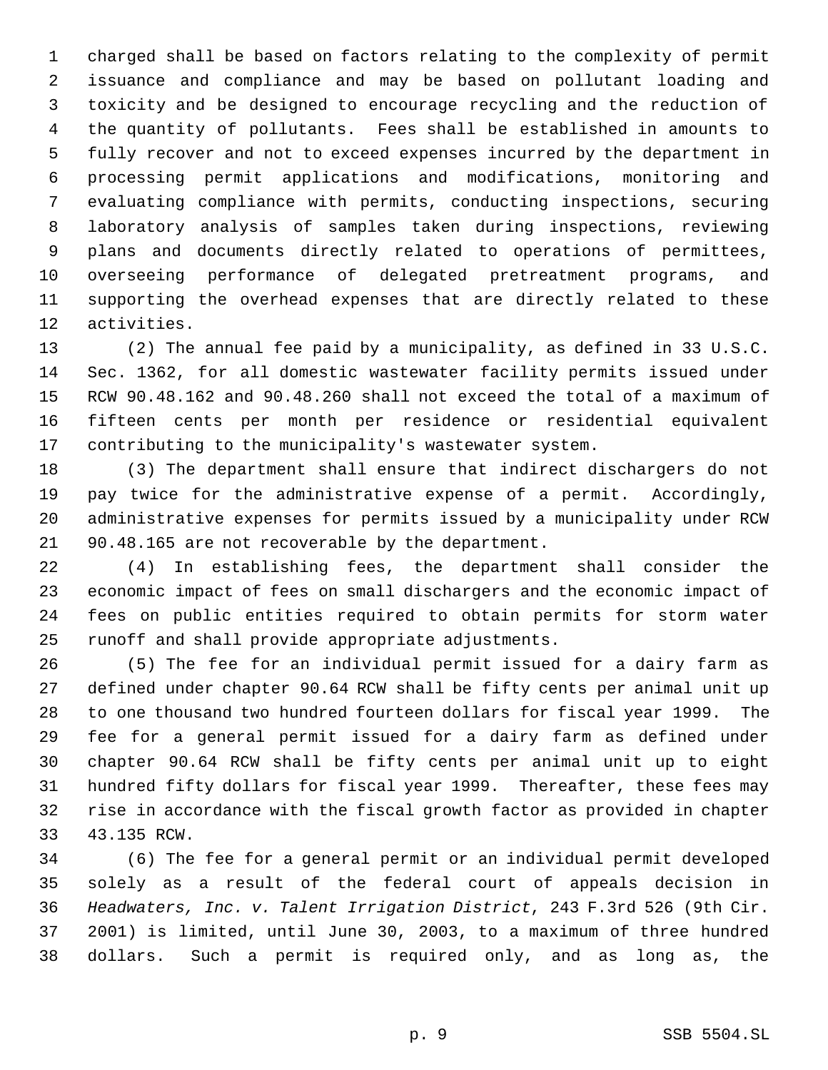charged shall be based on factors relating to the complexity of permit issuance and compliance and may be based on pollutant loading and toxicity and be designed to encourage recycling and the reduction of the quantity of pollutants. Fees shall be established in amounts to fully recover and not to exceed expenses incurred by the department in processing permit applications and modifications, monitoring and evaluating compliance with permits, conducting inspections, securing laboratory analysis of samples taken during inspections, reviewing plans and documents directly related to operations of permittees, overseeing performance of delegated pretreatment programs, and supporting the overhead expenses that are directly related to these activities.

(2) The annual fee paid by a municipality, as defined in 33 U.S.C. Sec. 1362, for all domestic wastewater facility permits issued under RCW 90.48.162 and 90.48.260 shall not exceed the total of a maximum of fifteen cents per month per residence or residential equivalent contributing to the municipality's wastewater system.

(3) The department shall ensure that indirect dischargers do not pay twice for the administrative expense of a permit. Accordingly, administrative expenses for permits issued by a municipality under RCW 90.48.165 are not recoverable by the department.

(4) In establishing fees, the department shall consider the economic impact of fees on small dischargers and the economic impact of fees on public entities required to obtain permits for storm water runoff and shall provide appropriate adjustments.

(5) The fee for an individual permit issued for a dairy farm as defined under chapter 90.64 RCW shall be fifty cents per animal unit up to one thousand two hundred fourteen dollars for fiscal year 1999. The fee for a general permit issued for a dairy farm as defined under chapter 90.64 RCW shall be fifty cents per animal unit up to eight hundred fifty dollars for fiscal year 1999. Thereafter, these fees may rise in accordance with the fiscal growth factor as provided in chapter 43.135 RCW.

(6) The fee for a general permit or an individual permit developed solely as a result of the federal court of appeals decision in *Headwaters, Inc. v. Talent Irrigation District*, 243 F.3rd 526 (9th Cir. 2001) is limited, until June 30, 2003, to a maximum of three hundred dollars. Such a permit is required only, and as long as, the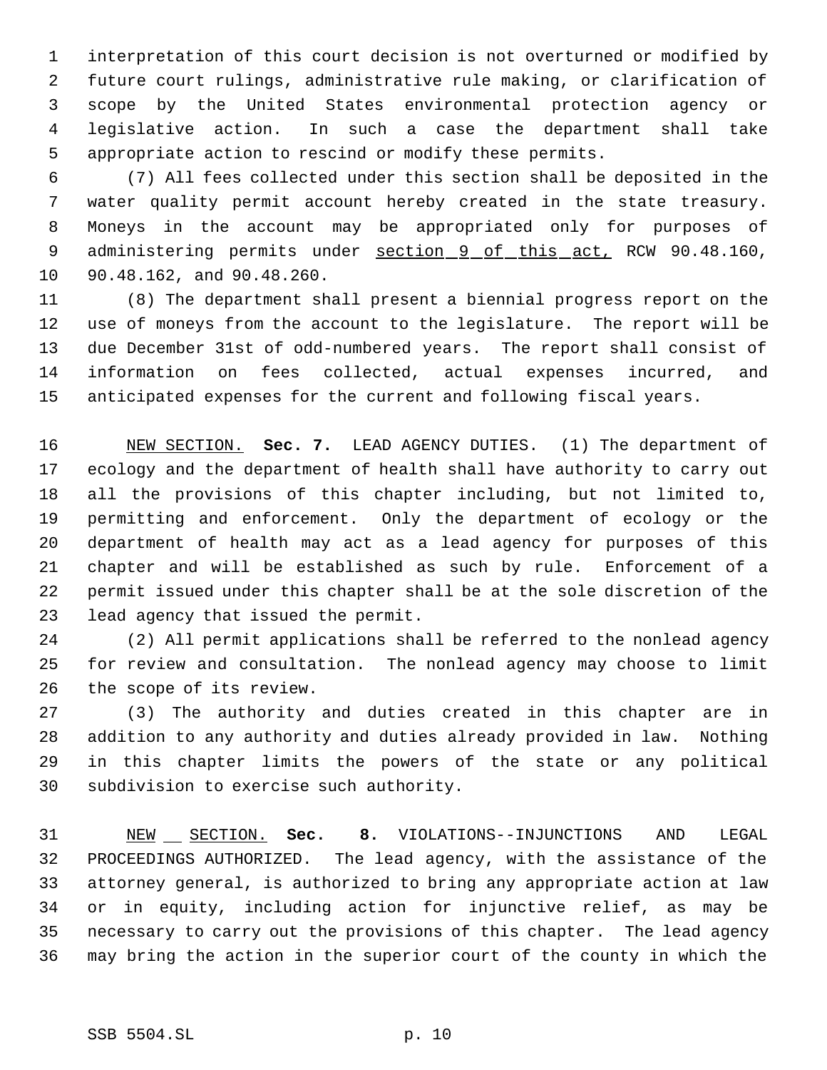interpretation of this court decision is not overturned or modified by future court rulings, administrative rule making, or clarification of scope by the United States environmental protection agency or legislative action. In such a case the department shall take appropriate action to rescind or modify these permits.

(7) All fees collected under this section shall be deposited in the water quality permit account hereby created in the state treasury. Moneys in the account may be appropriated only for purposes of administering permits under section 9 of this act, RCW 90.48.160, 90.48.162, and 90.48.260.

(8) The department shall present a biennial progress report on the use of moneys from the account to the legislature. The report will be due December 31st of odd-numbered years. The report shall consist of information on fees collected, actual expenses incurred, and anticipated expenses for the current and following fiscal years.

NEW SECTION. **Sec. 7.** LEAD AGENCY DUTIES. (1) The department of ecology and the department of health shall have authority to carry out all the provisions of this chapter including, but not limited to, permitting and enforcement. Only the department of ecology or the department of health may act as a lead agency for purposes of this chapter and will be established as such by rule. Enforcement of a permit issued under this chapter shall be at the sole discretion of the lead agency that issued the permit.

(2) All permit applications shall be referred to the nonlead agency for review and consultation. The nonlead agency may choose to limit the scope of its review.

(3) The authority and duties created in this chapter are in addition to any authority and duties already provided in law. Nothing in this chapter limits the powers of the state or any political subdivision to exercise such authority.

NEW SECTION. **Sec. 8.** VIOLATIONS--INJUNCTIONS AND LEGAL PROCEEDINGS AUTHORIZED. The lead agency, with the assistance of the attorney general, is authorized to bring any appropriate action at law or in equity, including action for injunctive relief, as may be necessary to carry out the provisions of this chapter. The lead agency may bring the action in the superior court of the county in which the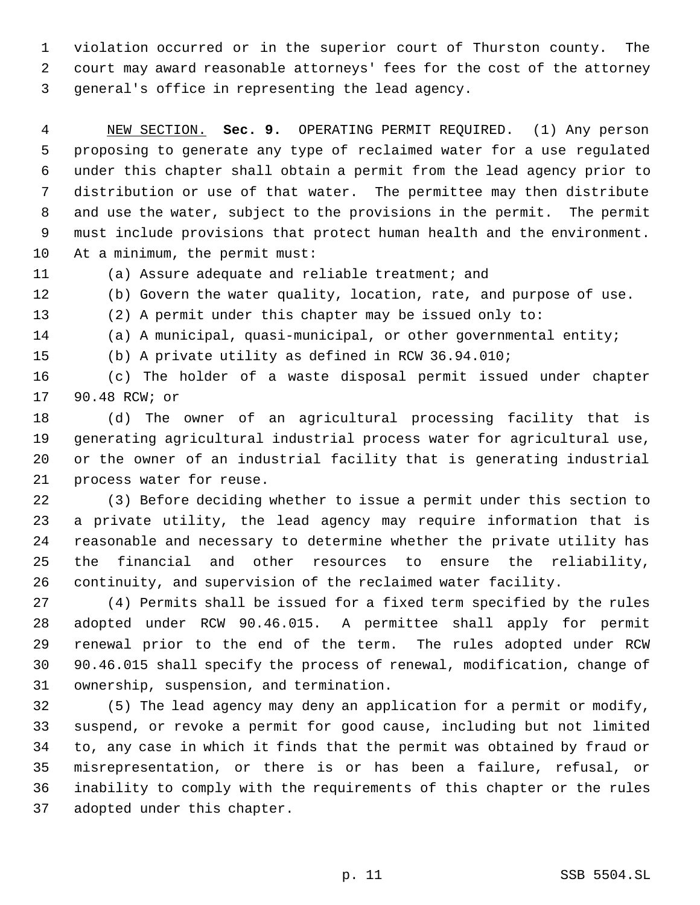violation occurred or in the superior court of Thurston county. The court may award reasonable attorneys' fees for the cost of the attorney general's office in representing the lead agency.

NEW SECTION. **Sec. 9.** OPERATING PERMIT REQUIRED. (1) Any person proposing to generate any type of reclaimed water for a use regulated under this chapter shall obtain a permit from the lead agency prior to distribution or use of that water. The permittee may then distribute and use the water, subject to the provisions in the permit. The permit must include provisions that protect human health and the environment. At a minimum, the permit must:

(a) Assure adequate and reliable treatment; and

(b) Govern the water quality, location, rate, and purpose of use.

(2) A permit under this chapter may be issued only to:

(a) A municipal, quasi-municipal, or other governmental entity;

(b) A private utility as defined in RCW 36.94.010;

(c) The holder of a waste disposal permit issued under chapter 90.48 RCW; or

(d) The owner of an agricultural processing facility that is generating agricultural industrial process water for agricultural use, or the owner of an industrial facility that is generating industrial process water for reuse.

(3) Before deciding whether to issue a permit under this section to a private utility, the lead agency may require information that is reasonable and necessary to determine whether the private utility has the financial and other resources to ensure the reliability, continuity, and supervision of the reclaimed water facility.

(4) Permits shall be issued for a fixed term specified by the rules adopted under RCW 90.46.015. A permittee shall apply for permit renewal prior to the end of the term. The rules adopted under RCW 90.46.015 shall specify the process of renewal, modification, change of ownership, suspension, and termination.

(5) The lead agency may deny an application for a permit or modify, suspend, or revoke a permit for good cause, including but not limited to, any case in which it finds that the permit was obtained by fraud or misrepresentation, or there is or has been a failure, refusal, or inability to comply with the requirements of this chapter or the rules adopted under this chapter.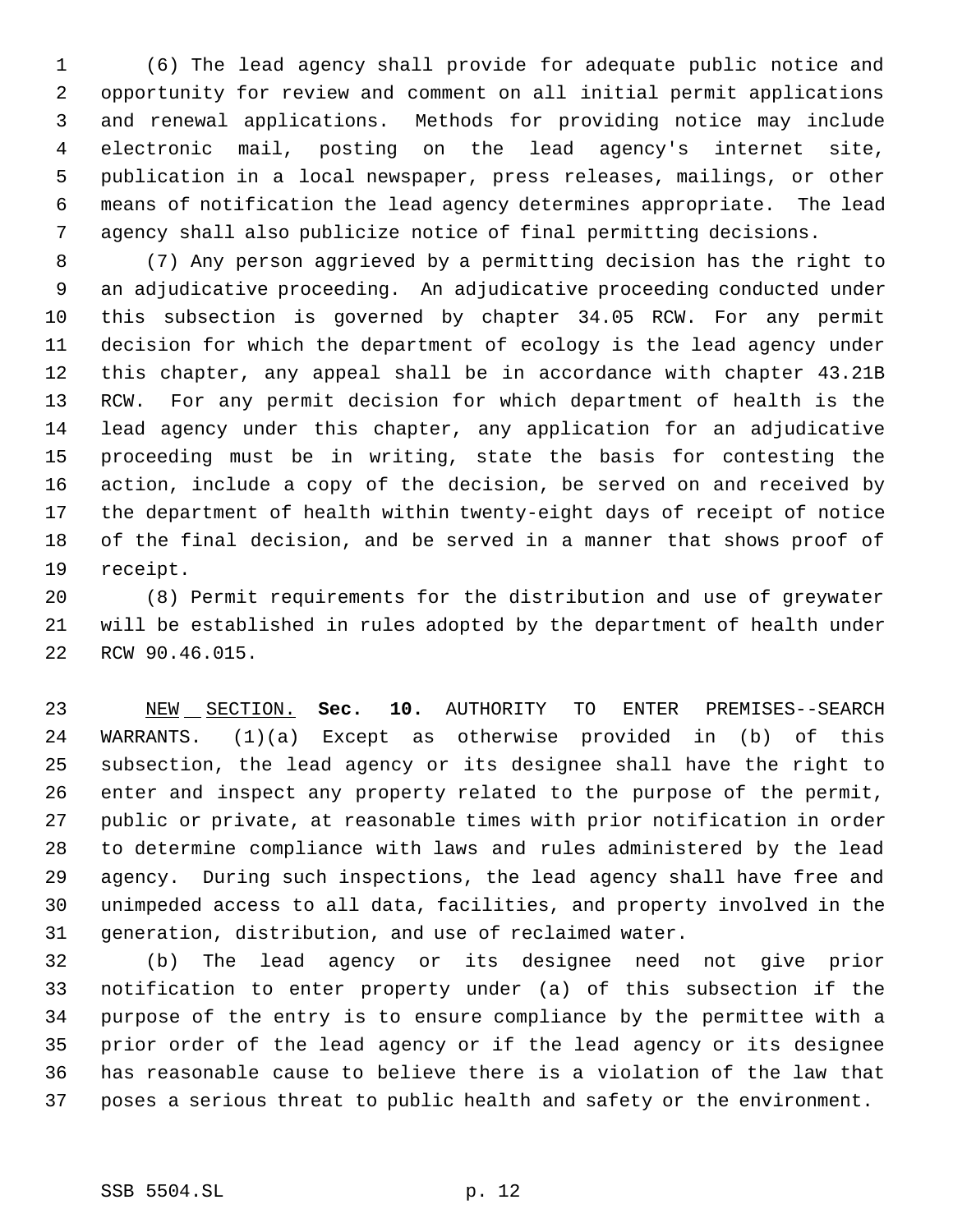(6) The lead agency shall provide for adequate public notice and opportunity for review and comment on all initial permit applications and renewal applications. Methods for providing notice may include electronic mail, posting on the lead agency's internet site, publication in a local newspaper, press releases, mailings, or other means of notification the lead agency determines appropriate. The lead agency shall also publicize notice of final permitting decisions.

(7) Any person aggrieved by a permitting decision has the right to an adjudicative proceeding. An adjudicative proceeding conducted under this subsection is governed by chapter 34.05 RCW. For any permit decision for which the department of ecology is the lead agency under this chapter, any appeal shall be in accordance with chapter 43.21B RCW. For any permit decision for which department of health is the lead agency under this chapter, any application for an adjudicative proceeding must be in writing, state the basis for contesting the action, include a copy of the decision, be served on and received by the department of health within twenty-eight days of receipt of notice of the final decision, and be served in a manner that shows proof of receipt.

(8) Permit requirements for the distribution and use of greywater will be established in rules adopted by the department of health under RCW 90.46.015.

NEW SECTION. **Sec. 10.** AUTHORITY TO ENTER PREMISES--SEARCH WARRANTS. (1)(a) Except as otherwise provided in (b) of this subsection, the lead agency or its designee shall have the right to enter and inspect any property related to the purpose of the permit, public or private, at reasonable times with prior notification in order to determine compliance with laws and rules administered by the lead agency. During such inspections, the lead agency shall have free and unimpeded access to all data, facilities, and property involved in the generation, distribution, and use of reclaimed water.

(b) The lead agency or its designee need not give prior notification to enter property under (a) of this subsection if the purpose of the entry is to ensure compliance by the permittee with a prior order of the lead agency or if the lead agency or its designee has reasonable cause to believe there is a violation of the law that poses a serious threat to public health and safety or the environment.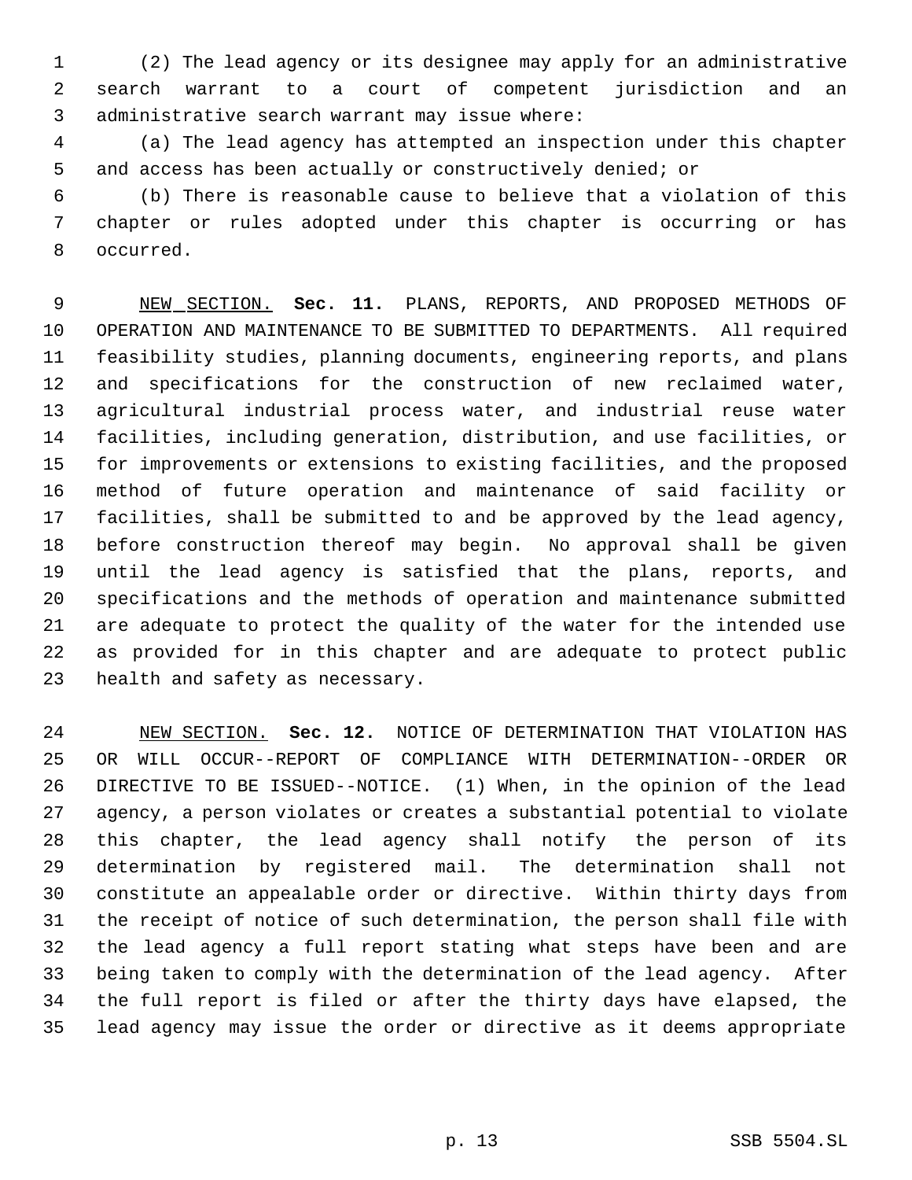(2) The lead agency or its designee may apply for an administrative search warrant to a court of competent jurisdiction and an administrative search warrant may issue where:

(a) The lead agency has attempted an inspection under this chapter and access has been actually or constructively denied; or

(b) There is reasonable cause to believe that a violation of this chapter or rules adopted under this chapter is occurring or has occurred.

NEW SECTION. **Sec. 11.** PLANS, REPORTS, AND PROPOSED METHODS OF OPERATION AND MAINTENANCE TO BE SUBMITTED TO DEPARTMENTS. All required feasibility studies, planning documents, engineering reports, and plans and specifications for the construction of new reclaimed water, agricultural industrial process water, and industrial reuse water facilities, including generation, distribution, and use facilities, or for improvements or extensions to existing facilities, and the proposed method of future operation and maintenance of said facility or facilities, shall be submitted to and be approved by the lead agency, before construction thereof may begin. No approval shall be given until the lead agency is satisfied that the plans, reports, and specifications and the methods of operation and maintenance submitted are adequate to protect the quality of the water for the intended use as provided for in this chapter and are adequate to protect public health and safety as necessary.

NEW SECTION. **Sec. 12.** NOTICE OF DETERMINATION THAT VIOLATION HAS OR WILL OCCUR--REPORT OF COMPLIANCE WITH DETERMINATION--ORDER OR DIRECTIVE TO BE ISSUED--NOTICE. (1) When, in the opinion of the lead agency, a person violates or creates a substantial potential to violate this chapter, the lead agency shall notify the person of its determination by registered mail. The determination shall not constitute an appealable order or directive. Within thirty days from the receipt of notice of such determination, the person shall file with the lead agency a full report stating what steps have been and are being taken to comply with the determination of the lead agency. After the full report is filed or after the thirty days have elapsed, the lead agency may issue the order or directive as it deems appropriate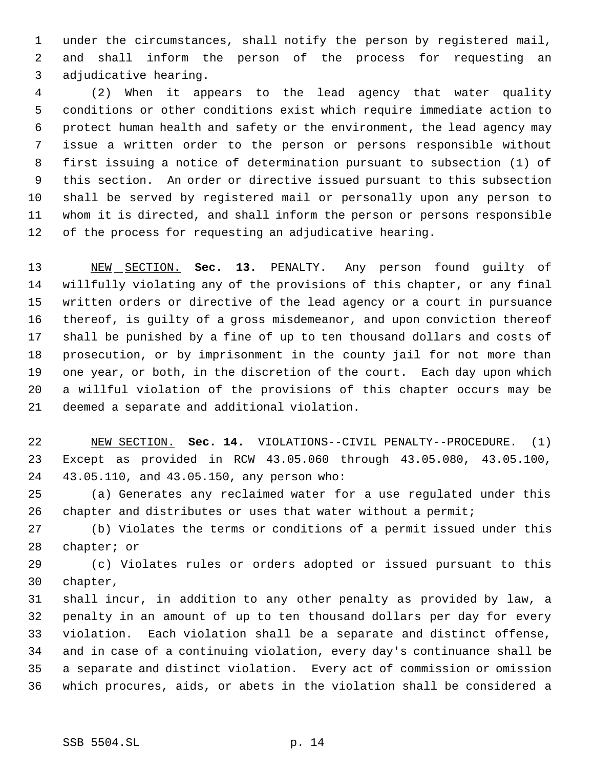under the circumstances, shall notify the person by registered mail, and shall inform the person of the process for requesting an adjudicative hearing.

(2) When it appears to the lead agency that water quality conditions or other conditions exist which require immediate action to protect human health and safety or the environment, the lead agency may issue a written order to the person or persons responsible without first issuing a notice of determination pursuant to subsection (1) of this section. An order or directive issued pursuant to this subsection shall be served by registered mail or personally upon any person to whom it is directed, and shall inform the person or persons responsible of the process for requesting an adjudicative hearing.

NEW SECTION. **Sec. 13.** PENALTY. Any person found guilty of willfully violating any of the provisions of this chapter, or any final written orders or directive of the lead agency or a court in pursuance thereof, is guilty of a gross misdemeanor, and upon conviction thereof shall be punished by a fine of up to ten thousand dollars and costs of prosecution, or by imprisonment in the county jail for not more than one year, or both, in the discretion of the court. Each day upon which a willful violation of the provisions of this chapter occurs may be deemed a separate and additional violation.

NEW SECTION. **Sec. 14.** VIOLATIONS--CIVIL PENALTY--PROCEDURE. (1) Except as provided in RCW 43.05.060 through 43.05.080, 43.05.100, 43.05.110, and 43.05.150, any person who:

(a) Generates any reclaimed water for a use regulated under this chapter and distributes or uses that water without a permit;

(b) Violates the terms or conditions of a permit issued under this chapter; or

(c) Violates rules or orders adopted or issued pursuant to this chapter,

shall incur, in addition to any other penalty as provided by law, a penalty in an amount of up to ten thousand dollars per day for every violation. Each violation shall be a separate and distinct offense, and in case of a continuing violation, every day's continuance shall be a separate and distinct violation. Every act of commission or omission which procures, aids, or abets in the violation shall be considered a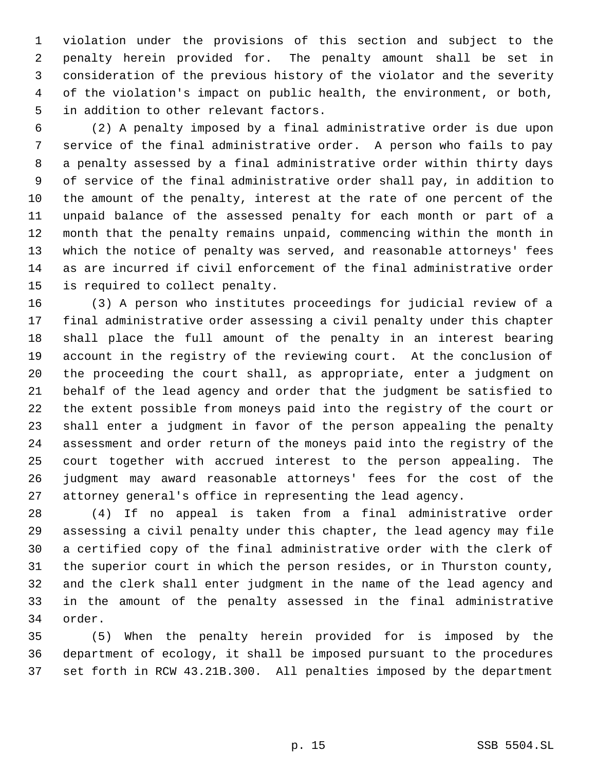violation under the provisions of this section and subject to the penalty herein provided for. The penalty amount shall be set in consideration of the previous history of the violator and the severity of the violation's impact on public health, the environment, or both, in addition to other relevant factors.

(2) A penalty imposed by a final administrative order is due upon service of the final administrative order. A person who fails to pay a penalty assessed by a final administrative order within thirty days of service of the final administrative order shall pay, in addition to the amount of the penalty, interest at the rate of one percent of the unpaid balance of the assessed penalty for each month or part of a month that the penalty remains unpaid, commencing within the month in which the notice of penalty was served, and reasonable attorneys' fees as are incurred if civil enforcement of the final administrative order is required to collect penalty.

(3) A person who institutes proceedings for judicial review of a final administrative order assessing a civil penalty under this chapter shall place the full amount of the penalty in an interest bearing account in the registry of the reviewing court. At the conclusion of the proceeding the court shall, as appropriate, enter a judgment on behalf of the lead agency and order that the judgment be satisfied to the extent possible from moneys paid into the registry of the court or shall enter a judgment in favor of the person appealing the penalty assessment and order return of the moneys paid into the registry of the court together with accrued interest to the person appealing. The judgment may award reasonable attorneys' fees for the cost of the attorney general's office in representing the lead agency.

(4) If no appeal is taken from a final administrative order assessing a civil penalty under this chapter, the lead agency may file a certified copy of the final administrative order with the clerk of the superior court in which the person resides, or in Thurston county, and the clerk shall enter judgment in the name of the lead agency and in the amount of the penalty assessed in the final administrative order.

(5) When the penalty herein provided for is imposed by the department of ecology, it shall be imposed pursuant to the procedures set forth in RCW 43.21B.300. All penalties imposed by the department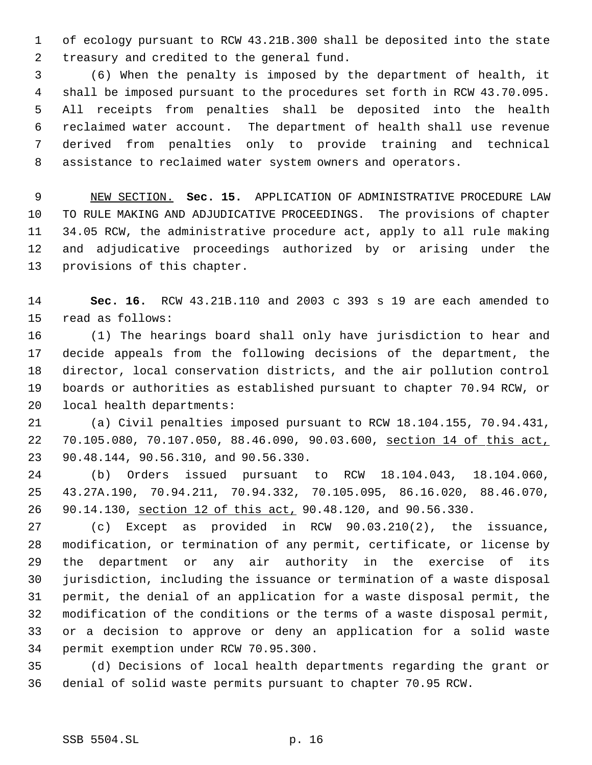of ecology pursuant to RCW 43.21B.300 shall be deposited into the state treasury and credited to the general fund.

(6) When the penalty is imposed by the department of health, it shall be imposed pursuant to the procedures set forth in RCW 43.70.095. All receipts from penalties shall be deposited into the health reclaimed water account. The department of health shall use revenue derived from penalties only to provide training and technical assistance to reclaimed water system owners and operators.

NEW SECTION. **Sec. 15.** APPLICATION OF ADMINISTRATIVE PROCEDURE LAW TO RULE MAKING AND ADJUDICATIVE PROCEEDINGS. The provisions of chapter 34.05 RCW, the administrative procedure act, apply to all rule making and adjudicative proceedings authorized by or arising under the provisions of this chapter.

**Sec. 16.** RCW 43.21B.110 and 2003 c 393 s 19 are each amended to read as follows:

(1) The hearings board shall only have jurisdiction to hear and decide appeals from the following decisions of the department, the director, local conservation districts, and the air pollution control boards or authorities as established pursuant to chapter 70.94 RCW, or local health departments:

(a) Civil penalties imposed pursuant to RCW 18.104.155, 70.94.431, 70.105.080, 70.107.050, 88.46.090, 90.03.600, section 14 of this act, 90.48.144, 90.56.310, and 90.56.330.

(b) Orders issued pursuant to RCW 18.104.043, 18.104.060, 43.27A.190, 70.94.211, 70.94.332, 70.105.095, 86.16.020, 88.46.070, 90.14.130, section 12 of this act, 90.48.120, and 90.56.330.

(c) Except as provided in RCW 90.03.210(2), the issuance, modification, or termination of any permit, certificate, or license by the department or any air authority in the exercise of its jurisdiction, including the issuance or termination of a waste disposal permit, the denial of an application for a waste disposal permit, the modification of the conditions or the terms of a waste disposal permit, or a decision to approve or deny an application for a solid waste permit exemption under RCW 70.95.300.

(d) Decisions of local health departments regarding the grant or denial of solid waste permits pursuant to chapter 70.95 RCW.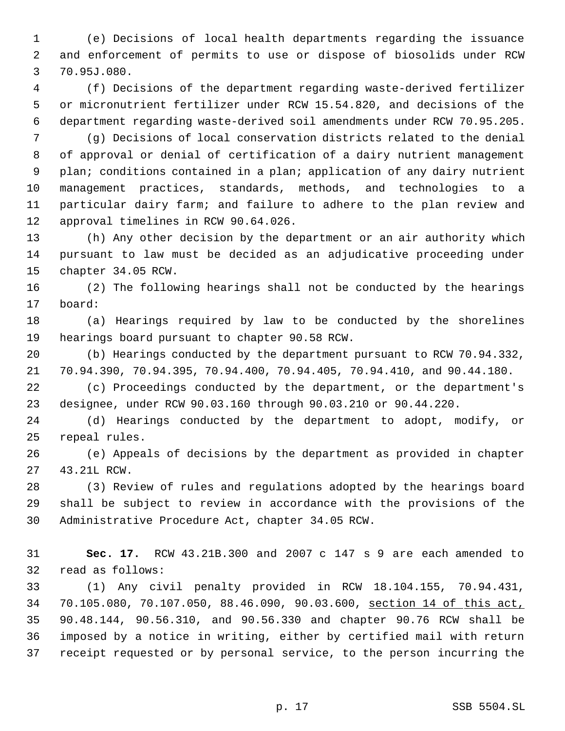(e) Decisions of local health departments regarding the issuance and enforcement of permits to use or dispose of biosolids under RCW 70.95J.080.

(f) Decisions of the department regarding waste-derived fertilizer or micronutrient fertilizer under RCW 15.54.820, and decisions of the department regarding waste-derived soil amendments under RCW 70.95.205.

(g) Decisions of local conservation districts related to the denial of approval or denial of certification of a dairy nutrient management plan; conditions contained in a plan; application of any dairy nutrient management practices, standards, methods, and technologies to a particular dairy farm; and failure to adhere to the plan review and approval timelines in RCW 90.64.026.

(h) Any other decision by the department or an air authority which pursuant to law must be decided as an adjudicative proceeding under chapter 34.05 RCW.

(2) The following hearings shall not be conducted by the hearings board:

(a) Hearings required by law to be conducted by the shorelines hearings board pursuant to chapter 90.58 RCW.

(b) Hearings conducted by the department pursuant to RCW 70.94.332, 70.94.390, 70.94.395, 70.94.400, 70.94.405, 70.94.410, and 90.44.180.

(c) Proceedings conducted by the department, or the department's designee, under RCW 90.03.160 through 90.03.210 or 90.44.220.

(d) Hearings conducted by the department to adopt, modify, or repeal rules.

(e) Appeals of decisions by the department as provided in chapter 43.21L RCW.

(3) Review of rules and regulations adopted by the hearings board shall be subject to review in accordance with the provisions of the Administrative Procedure Act, chapter 34.05 RCW.

**Sec. 17.** RCW 43.21B.300 and 2007 c 147 s 9 are each amended to read as follows:

(1) Any civil penalty provided in RCW 18.104.155, 70.94.431, 70.105.080, 70.107.050, 88.46.090, 90.03.600, section 14 of this act, 90.48.144, 90.56.310, and 90.56.330 and chapter 90.76 RCW shall be imposed by a notice in writing, either by certified mail with return receipt requested or by personal service, to the person incurring the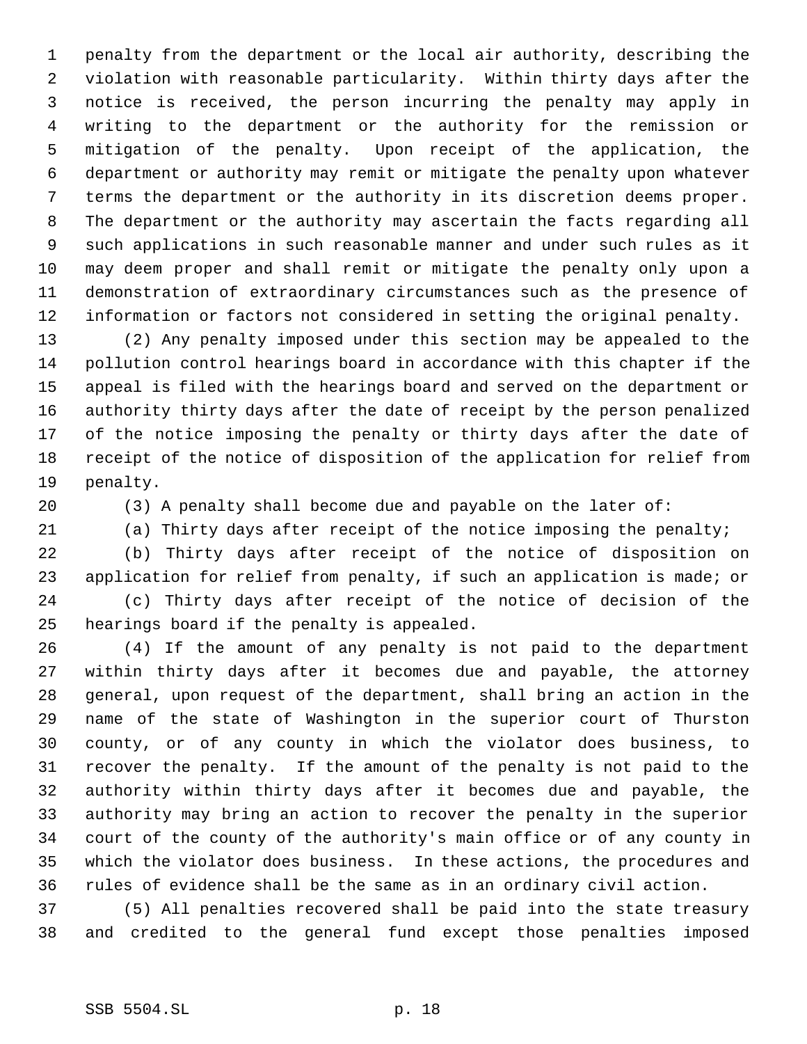penalty from the department or the local air authority, describing the violation with reasonable particularity. Within thirty days after the notice is received, the person incurring the penalty may apply in writing to the department or the authority for the remission or mitigation of the penalty. Upon receipt of the application, the department or authority may remit or mitigate the penalty upon whatever terms the department or the authority in its discretion deems proper. The department or the authority may ascertain the facts regarding all such applications in such reasonable manner and under such rules as it may deem proper and shall remit or mitigate the penalty only upon a demonstration of extraordinary circumstances such as the presence of information or factors not considered in setting the original penalty.

(2) Any penalty imposed under this section may be appealed to the pollution control hearings board in accordance with this chapter if the appeal is filed with the hearings board and served on the department or authority thirty days after the date of receipt by the person penalized of the notice imposing the penalty or thirty days after the date of receipt of the notice of disposition of the application for relief from penalty.

(3) A penalty shall become due and payable on the later of:

(a) Thirty days after receipt of the notice imposing the penalty;

(b) Thirty days after receipt of the notice of disposition on application for relief from penalty, if such an application is made; or

(c) Thirty days after receipt of the notice of decision of the hearings board if the penalty is appealed.

(4) If the amount of any penalty is not paid to the department within thirty days after it becomes due and payable, the attorney general, upon request of the department, shall bring an action in the name of the state of Washington in the superior court of Thurston county, or of any county in which the violator does business, to recover the penalty. If the amount of the penalty is not paid to the authority within thirty days after it becomes due and payable, the authority may bring an action to recover the penalty in the superior court of the county of the authority's main office or of any county in which the violator does business. In these actions, the procedures and rules of evidence shall be the same as in an ordinary civil action.

(5) All penalties recovered shall be paid into the state treasury and credited to the general fund except those penalties imposed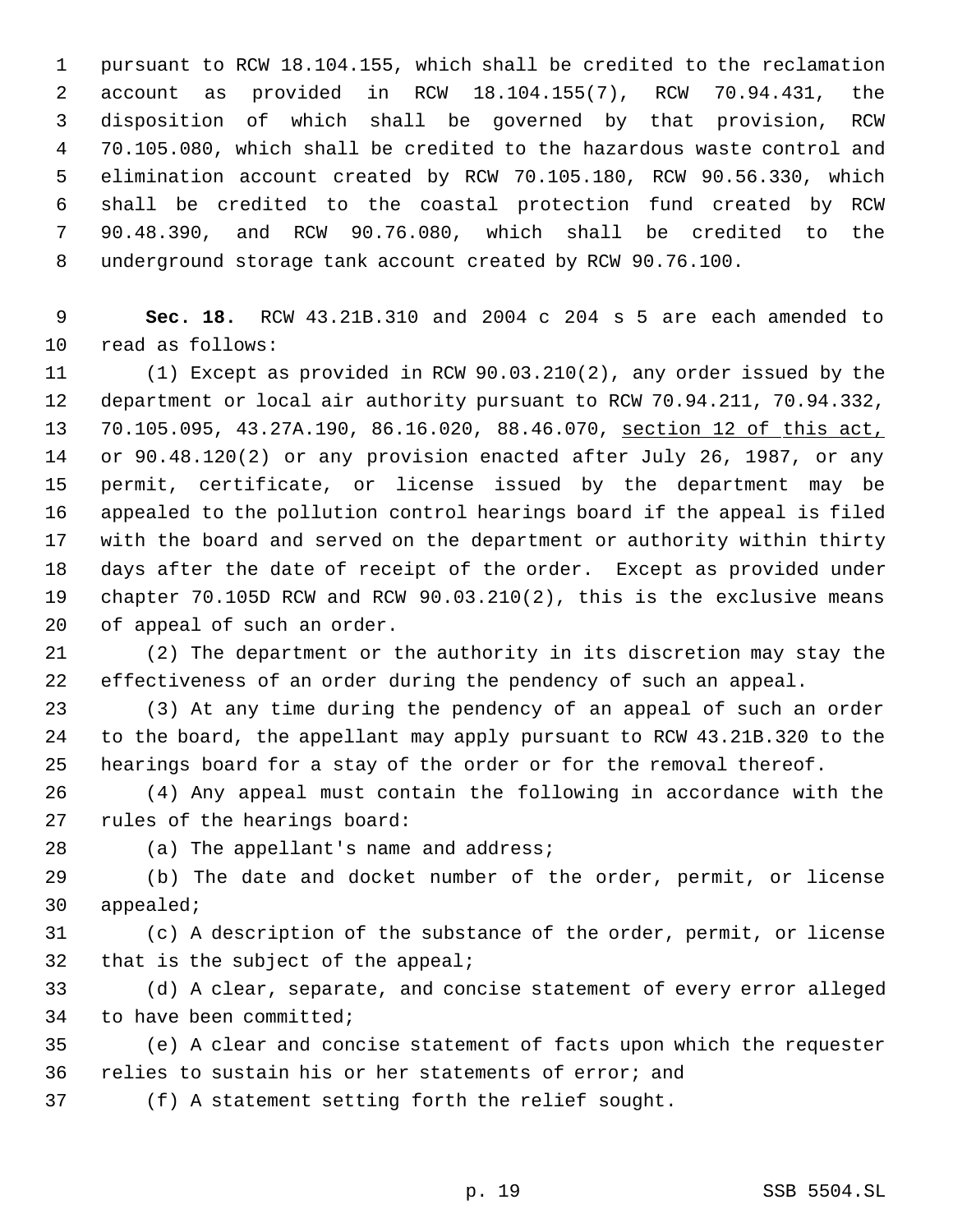pursuant to RCW 18.104.155, which shall be credited to the reclamation account as provided in RCW 18.104.155(7), RCW 70.94.431, the disposition of which shall be governed by that provision, RCW 70.105.080, which shall be credited to the hazardous waste control and elimination account created by RCW 70.105.180, RCW 90.56.330, which shall be credited to the coastal protection fund created by RCW 90.48.390, and RCW 90.76.080, which shall be credited to the underground storage tank account created by RCW 90.76.100.

**Sec. 18.** RCW 43.21B.310 and 2004 c 204 s 5 are each amended to read as follows:

(1) Except as provided in RCW 90.03.210(2), any order issued by the department or local air authority pursuant to RCW 70.94.211, 70.94.332, 70.105.095, 43.27A.190, 86.16.020, 88.46.070, <u>section 12 of this act,</u> or 90.48.120(2) or any provision enacted after July 26, 1987, or any permit, certificate, or license issued by the department may be appealed to the pollution control hearings board if the appeal is filed with the board and served on the department or authority within thirty days after the date of receipt of the order. Except as provided under chapter 70.105D RCW and RCW 90.03.210(2), this is the exclusive means of appeal of such an order.

(2) The department or the authority in its discretion may stay the effectiveness of an order during the pendency of such an appeal.

(3) At any time during the pendency of an appeal of such an order to the board, the appellant may apply pursuant to RCW 43.21B.320 to the hearings board for a stay of the order or for the removal thereof.

(4) Any appeal must contain the following in accordance with the rules of the hearings board:

(a) The appellant's name and address;

(b) The date and docket number of the order, permit, or license appealed;

(c) A description of the substance of the order, permit, or license that is the subject of the appeal;

(d) A clear, separate, and concise statement of every error alleged to have been committed;

(e) A clear and concise statement of facts upon which the requester relies to sustain his or her statements of error; and

(f) A statement setting forth the relief sought.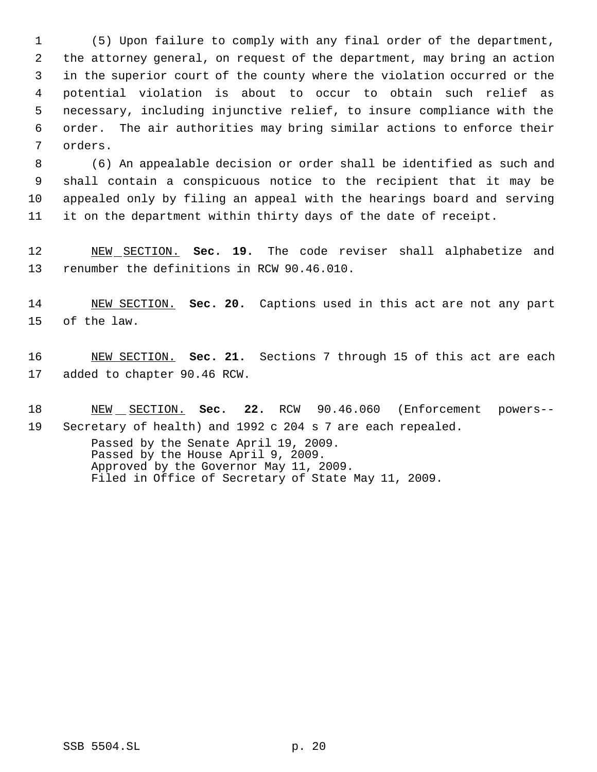(5) Upon failure to comply with any final order of the department, the attorney general, on request of the department, may bring an action in the superior court of the county where the violation occurred or the potential violation is about to occur to obtain such relief as necessary, including injunctive relief, to insure compliance with the order. The air authorities may bring similar actions to enforce their orders.

(6) An appealable decision or order shall be identified as such and shall contain a conspicuous notice to the recipient that it may be appealed only by filing an appeal with the hearings board and serving it on the department within thirty days of the date of receipt.

NEW SECTION. **Sec. 19.** The code reviser shall alphabetize and renumber the definitions in RCW 90.46.010.

NEW SECTION. **Sec. 20.** Captions used in this act are not any part of the law.

NEW SECTION. **Sec. 21.** Sections 7 through 15 of this act are each added to chapter 90.46 RCW.

NEW SECTION. **Sec. 22.** RCW 90.46.060 (Enforcement powers--Secretary of health) and 1992 c 204 s 7 are each repealed.

Passed by the Senate April 19, 2009.
Passed by the House April 9, 2009.
Approved by the Governor May 11, 2009.
Filed in Office of Secretary of State May 11, 2009.